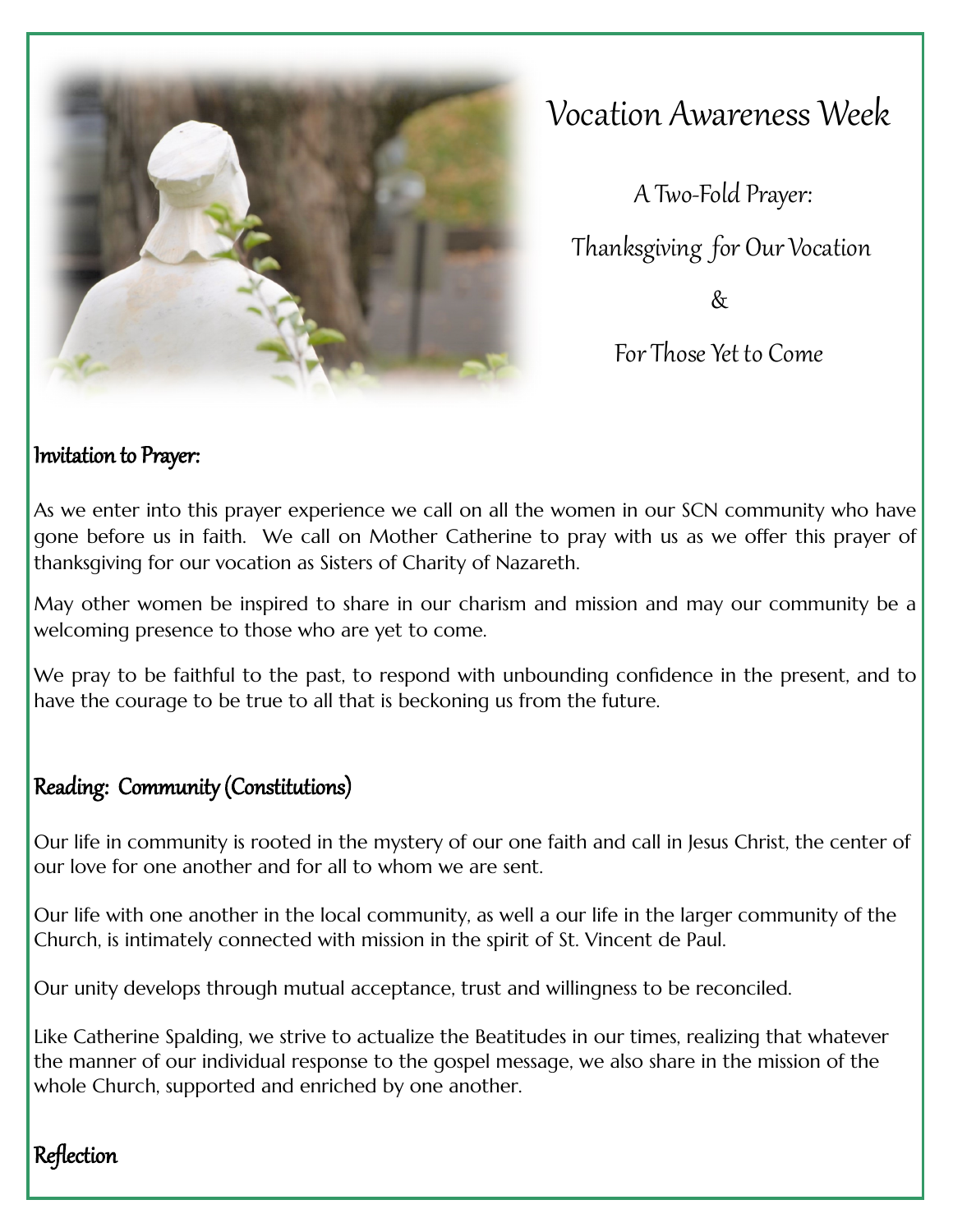# Vocation Awareness Week

A Two-Fold Prayer:

Thanksgiving for Our Vocation

&

For Those Yet to Come

## Invitation to Prayer:

As we enter into this prayer experience we call on all the women in our SCN community who have gone before us in faith. We call on Mother Catherine to pray with us as we offer this prayer of thanksgiving for our vocation as Sisters of Charity of Nazareth.

May other women be inspired to share in our charism and mission and may our community be a welcoming presence to those who are yet to come.

We pray to be faithful to the past, to respond with unbounding confidence in the present, and to have the courage to be true to all that is beckoning us from the future.

## Reading: Community (Constitutions)

Our life in community is rooted in the mystery of our one faith and call in Jesus Christ, the center of our love for one another and for all to whom we are sent.

Our life with one another in the local community, as well a our life in the larger community of the Church, is intimately connected with mission in the spirit of St. Vincent de Paul.

Our unity develops through mutual acceptance, trust and willingness to be reconciled.

Like Catherine Spalding, we strive to actualize the Beatitudes in our times, realizing that whatever the manner of our individual response to the gospel message, we also share in the mission of the whole Church, supported and enriched by one another.

## Reflection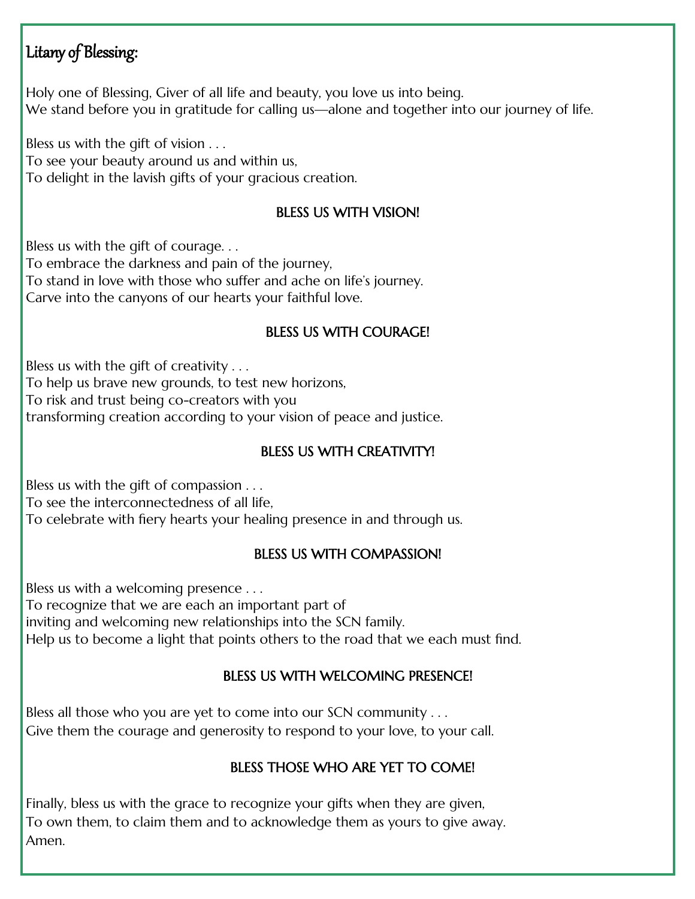## Litany of Blessing:

Holy one of Blessing, Giver of all life and beauty, you love us into being.
We stand before you in gratitude for calling us—alone and together into our journey of life.

Bless us with the gift of vision . . .
To see your beauty around us and within us,
To delight in the lavish gifts of your gracious creation.

**BLESS US WITH VISION!**

Bless us with the gift of courage. . .
To embrace the darkness and pain of the journey,
To stand in love with those who suffer and ache on life's journey.
Carve into the canyons of our hearts your faithful love.

**BLESS US WITH COURAGE!**

Bless us with the gift of creativity . . .
To help us brave new grounds, to test new horizons,
To risk and trust being co-creators with you
transforming creation according to your vision of peace and justice.

**BLESS US WITH CREATIVITY!**

Bless us with the gift of compassion . . .
To see the interconnectedness of all life,
To celebrate with fiery hearts your healing presence in and through us.

**BLESS US WITH COMPASSION!**

Bless us with a welcoming presence . . .
To recognize that we are each an important part of
inviting and welcoming new relationships into the SCN family.
Help us to become a light that points others to the road that we each must find.

**BLESS US WITH WELCOMING PRESENCE!**

Bless all those who you are yet to come into our SCN community . . .
Give them the courage and generosity to respond to your love, to your call.

**BLESS THOSE WHO ARE YET TO COME!**

Finally, bless us with the grace to recognize your gifts when they are given,
To own them, to claim them and to acknowledge them as yours to give away.
Amen.